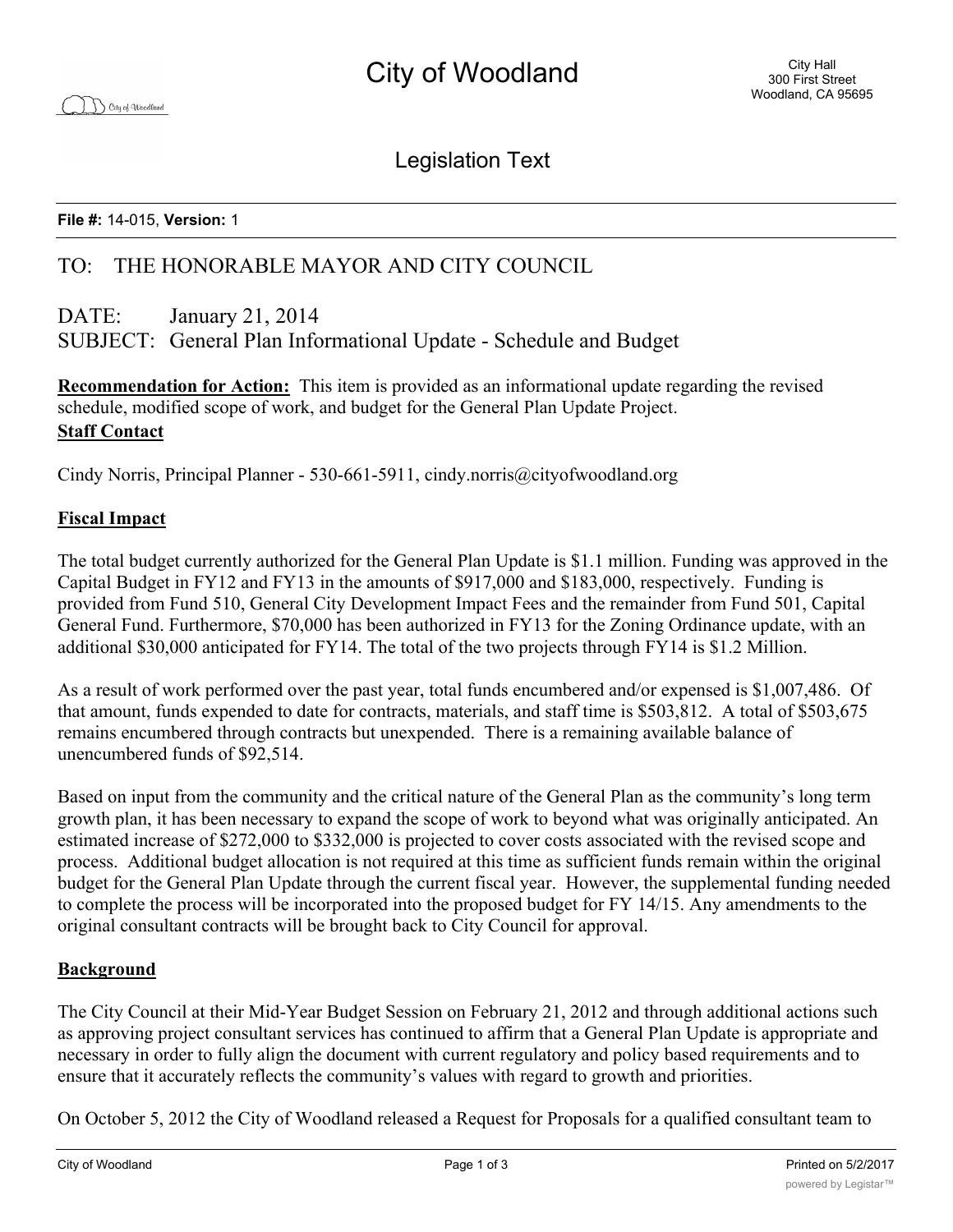# City of Woodland

City Hall
300 First Street
Woodland, CA 95695

## Legislation Text

**File #:** 14-015, **Version:** 1

TO: THE HONORABLE MAYOR AND CITY COUNCIL

DATE: January 21, 2014

SUBJECT: General Plan Informational Update - Schedule and Budget

**Recommendation for Action:** This item is provided as an informational update regarding the revised schedule, modified scope of work, and budget for the General Plan Update Project.

**Staff Contact**

Cindy Norris, Principal Planner - 530-661-5911, cindy.norris@cityofwoodland.org

**Fiscal Impact**

The total budget currently authorized for the General Plan Update is $1.1 million. Funding was approved in the Capital Budget in FY12 and FY13 in the amounts of $917,000 and $183,000, respectively. Funding is provided from Fund 510, General City Development Impact Fees and the remainder from Fund 501, Capital General Fund. Furthermore, $70,000 has been authorized in FY13 for the Zoning Ordinance update, with an additional $30,000 anticipated for FY14. The total of the two projects through FY14 is $1.2 Million.

As a result of work performed over the past year, total funds encumbered and/or expensed is $1,007,486. Of that amount, funds expended to date for contracts, materials, and staff time is $503,812. A total of $503,675 remains encumbered through contracts but unexpended. There is a remaining available balance of unencumbered funds of $92,514.

Based on input from the community and the critical nature of the General Plan as the community's long term growth plan, it has been necessary to expand the scope of work to beyond what was originally anticipated. An estimated increase of $272,000 to $332,000 is projected to cover costs associated with the revised scope and process. Additional budget allocation is not required at this time as sufficient funds remain within the original budget for the General Plan Update through the current fiscal year. However, the supplemental funding needed to complete the process will be incorporated into the proposed budget for FY 14/15. Any amendments to the original consultant contracts will be brought back to City Council for approval.

**Background**

The City Council at their Mid-Year Budget Session on February 21, 2012 and through additional actions such as approving project consultant services has continued to affirm that a General Plan Update is appropriate and necessary in order to fully align the document with current regulatory and policy based requirements and to ensure that it accurately reflects the community's values with regard to growth and priorities.

On October 5, 2012 the City of Woodland released a Request for Proposals for a qualified consultant team to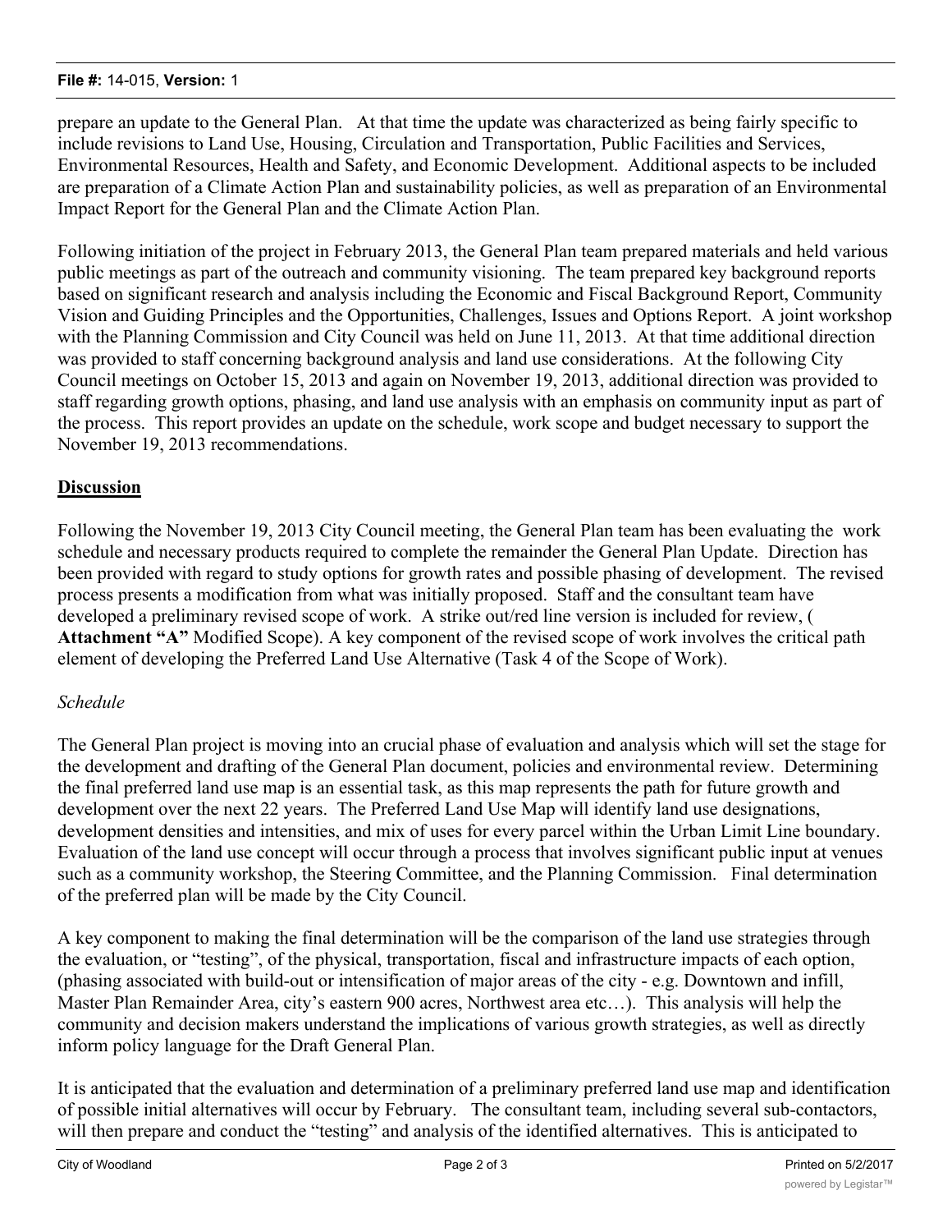prepare an update to the General Plan. At that time the update was characterized as being fairly specific to include revisions to Land Use, Housing, Circulation and Transportation, Public Facilities and Services, Environmental Resources, Health and Safety, and Economic Development. Additional aspects to be included are preparation of a Climate Action Plan and sustainability policies, as well as preparation of an Environmental Impact Report for the General Plan and the Climate Action Plan.

Following initiation of the project in February 2013, the General Plan team prepared materials and held various public meetings as part of the outreach and community visioning. The team prepared key background reports based on significant research and analysis including the Economic and Fiscal Background Report, Community Vision and Guiding Principles and the Opportunities, Challenges, Issues and Options Report. A joint workshop with the Planning Commission and City Council was held on June 11, 2013. At that time additional direction was provided to staff concerning background analysis and land use considerations. At the following City Council meetings on October 15, 2013 and again on November 19, 2013, additional direction was provided to staff regarding growth options, phasing, and land use analysis with an emphasis on community input as part of the process. This report provides an update on the schedule, work scope and budget necessary to support the November 19, 2013 recommendations.

## Discussion

Following the November 19, 2013 City Council meeting, the General Plan team has been evaluating the work schedule and necessary products required to complete the remainder the General Plan Update. Direction has been provided with regard to study options for growth rates and possible phasing of development. The revised process presents a modification from what was initially proposed. Staff and the consultant team have developed a preliminary revised scope of work. A strike out/red line version is included for review, ( **Attachment "A"** Modified Scope). A key component of the revised scope of work involves the critical path element of developing the Preferred Land Use Alternative (Task 4 of the Scope of Work).

*Schedule*

The General Plan project is moving into an crucial phase of evaluation and analysis which will set the stage for the development and drafting of the General Plan document, policies and environmental review. Determining the final preferred land use map is an essential task, as this map represents the path for future growth and development over the next 22 years. The Preferred Land Use Map will identify land use designations, development densities and intensities, and mix of uses for every parcel within the Urban Limit Line boundary. Evaluation of the land use concept will occur through a process that involves significant public input at venues such as a community workshop, the Steering Committee, and the Planning Commission. Final determination of the preferred plan will be made by the City Council.

A key component to making the final determination will be the comparison of the land use strategies through the evaluation, or "testing", of the physical, transportation, fiscal and infrastructure impacts of each option, (phasing associated with build-out or intensification of major areas of the city - e.g. Downtown and infill, Master Plan Remainder Area, city's eastern 900 acres, Northwest area etc…). This analysis will help the community and decision makers understand the implications of various growth strategies, as well as directly inform policy language for the Draft General Plan.

It is anticipated that the evaluation and determination of a preliminary preferred land use map and identification of possible initial alternatives will occur by February. The consultant team, including several sub-contactors, will then prepare and conduct the "testing" and analysis of the identified alternatives. This is anticipated to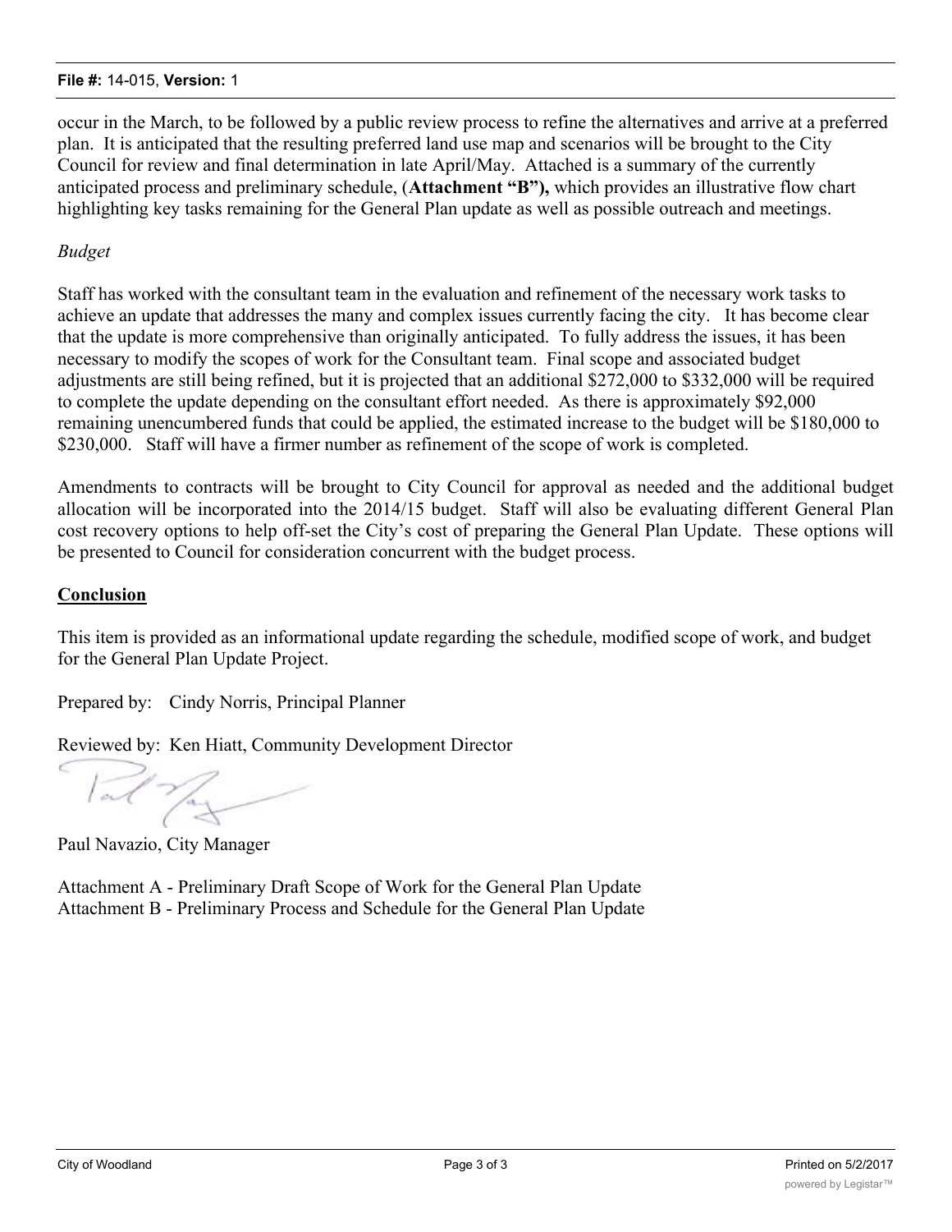occur in the March, to be followed by a public review process to refine the alternatives and arrive at a preferred plan. It is anticipated that the resulting preferred land use map and scenarios will be brought to the City Council for review and final determination in late April/May. Attached is a summary of the currently anticipated process and preliminary schedule, (**Attachment "B"),** which provides an illustrative flow chart highlighting key tasks remaining for the General Plan update as well as possible outreach and meetings.

*Budget*

Staff has worked with the consultant team in the evaluation and refinement of the necessary work tasks to achieve an update that addresses the many and complex issues currently facing the city. It has become clear that the update is more comprehensive than originally anticipated. To fully address the issues, it has been necessary to modify the scopes of work for the Consultant team. Final scope and associated budget adjustments are still being refined, but it is projected that an additional $272,000 to $332,000 will be required to complete the update depending on the consultant effort needed. As there is approximately $92,000 remaining unencumbered funds that could be applied, the estimated increase to the budget will be $180,000 to $230,000. Staff will have a firmer number as refinement of the scope of work is completed.

Amendments to contracts will be brought to City Council for approval as needed and the additional budget allocation will be incorporated into the 2014/15 budget. Staff will also be evaluating different General Plan cost recovery options to help off-set the City's cost of preparing the General Plan Update. These options will be presented to Council for consideration concurrent with the budget process.

## Conclusion

This item is provided as an informational update regarding the schedule, modified scope of work, and budget for the General Plan Update Project.

Prepared by: Cindy Norris, Principal Planner

Reviewed by: Ken Hiatt, Community Development Director

Paul Navazio, City Manager

Attachment A - Preliminary Draft Scope of Work for the General Plan Update
Attachment B - Preliminary Process and Schedule for the General Plan Update